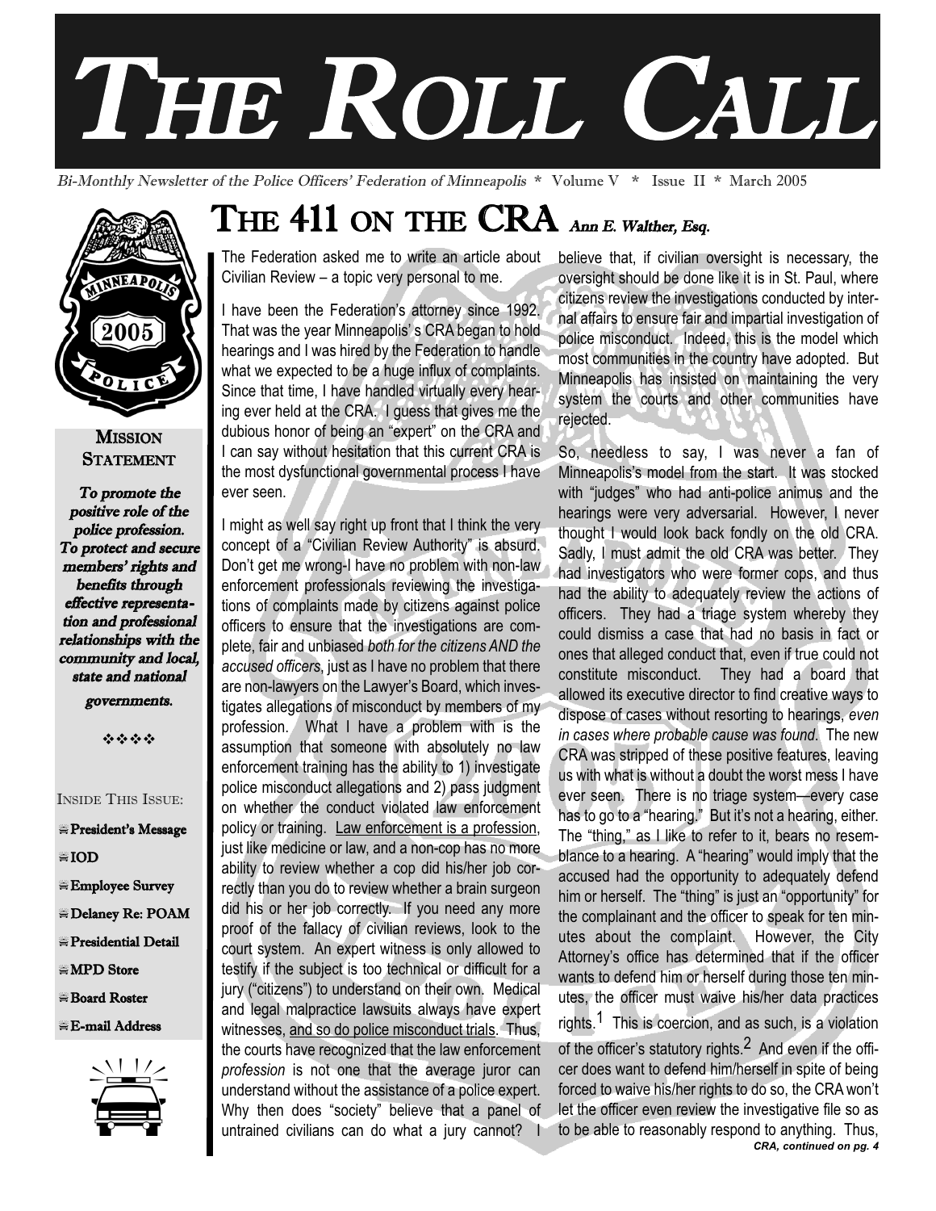# THE ROLL CALL

*Bi-Monthly Newsletter of the Police Officers' Federation of Minneapolis * Volume V * Issue II * March 2025*

**MISSION STATEMENT**

***To promote the positive role of the police profession. To protect and secure members' rights and benefits through effective representation and professional relationships with the community and local, state and national governments.***

❖❖❖❖

INSIDE THIS ISSUE:

- **President's Message**
- **IOD**
- **Employee Survey**
- **Delaney Re: POAM**
- **Presidential Detail**
- **MPD Store**
- **Board Roster**
- **E-mail Address**

## THE 411 ON THE CRA *Ann E. Walther, Esq.*

The Federation asked me to write an article about Civilian Review – a topic very personal to me.

I have been the Federation's attorney since 1992. That was the year Minneapolis' s CRA began to hold hearings and I was hired by the Federation to handle what we expected to be a huge influx of complaints. Since that time, I have handled virtually every hearing ever held at the CRA. I guess that gives me the dubious honor of being an "expert" on the CRA and I can say without hesitation that this current CRA is the most dysfunctional governmental process I have ever seen.

I might as well say right up front that I think the very concept of a "Civilian Review Authority" is absurd. Don't get me wrong-I have no problem with non-law enforcement professionals reviewing the investigations of complaints made by citizens against police officers to ensure that the investigations are complete, fair and unbiased *both for the citizens AND the accused officers*, just as I have no problem that there are non-lawyers on the Lawyer's Board, which investigates allegations of misconduct by members of my profession. What I have a problem with is the assumption that someone with absolutely no law enforcement training has the ability to 1) investigate police misconduct allegations and 2) pass judgment on whether the conduct violated law enforcement policy or training. <u>Law enforcement is a profession</u>, just like medicine or law, and a non-cop has no more ability to review whether a cop did his/her job correctly than you do to review whether a brain surgeon did his or her job correctly. If you need any more proof of the fallacy of civilian reviews, look to the court system. An expert witness is only allowed to testify if the subject is too technical or difficult for a jury ("citizens") to understand on their own. Medical and legal malpractice lawsuits always have expert witnesses, <u>and so do police misconduct trials</u>. Thus, the courts have recognized that the law enforcement *profession* is not one that the average juror can understand without the assistance of a police expert. Why then does "society" believe that a panel of untrained civilians can do what a jury cannot? I believe that, if civilian oversight is necessary, the oversight should be done like it is in St. Paul, where citizens review the investigations conducted by internal affairs to ensure fair and impartial investigation of police misconduct. Indeed, this is the model which most communities in the country have adopted. But Minneapolis has insisted on maintaining the very system the courts and other communities have rejected.

So, needless to say, I was never a fan of Minneapolis's model from the start. It was stocked with "judges" who had anti-police animus and the hearings were very adversarial. However, I never thought I would look back fondly on the old CRA. Sadly, I must admit the old CRA was better. They had investigators who were former cops, and thus had the ability to adequately review the actions of officers. They had a triage system whereby they could dismiss a case that had no basis in fact or ones that alleged conduct that, even if true could not constitute misconduct. They had a board that allowed its executive director to find creative ways to dispose of cases without resorting to hearings, *even in cases where probable cause was found*. The new CRA was stripped of these positive features, leaving us with what is without a doubt the worst mess I have ever seen. There is no triage system—every case has to go to a "hearing." But it's not a hearing, either. The "thing," as I like to refer to it, bears no resemblance to a hearing. A "hearing" would imply that the accused had the opportunity to adequately defend him or herself. The "thing" is just an "opportunity" for the complainant and the officer to speak for ten minutes about the complaint. However, the City Attorney's office has determined that if the officer wants to defend him or herself during those ten minutes, the officer must waive his/her data practices rights.[1] This is coercion, and as such, is a violation of the officer's statutory rights.[2] And even if the officer does want to defend him/herself in spite of being forced to waive his/her rights to do so, the CRA won't let the officer even review the investigative file so as to be able to reasonably respond to anything. Thus,

***CRA, continued on pg. 4***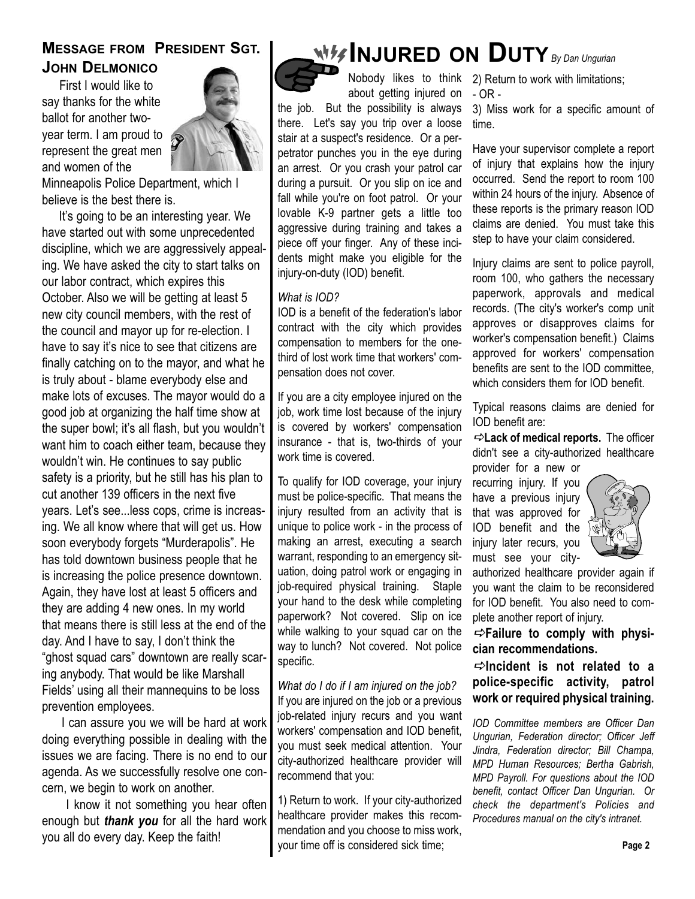## Message from President Sgt. John Delmonico

First I would like to say thanks for the white ballot for another two-year term. I am proud to represent the great men and women of the Minneapolis Police Department, which I believe is the best there is.

It's going to be an interesting year. We have started out with some unprecedented discipline, which we are aggressively appealing. We have asked the city to start talks on our labor contract, which expires this October. Also we will be getting at least 5 new city council members, with the rest of the council and mayor up for re-election. I have to say it's nice to see that citizens are finally catching on to the mayor, and what he is truly about - blame everybody else and make lots of excuses. The mayor would do a good job at organizing the half time show at the super bowl; it's all flash, but you wouldn't want him to coach either team, because they wouldn't win. He continues to say public safety is a priority, but he still has his plan to cut another 139 officers in the next five years. Let's see...less cops, crime is increasing. We all know where that will get us. How soon everybody forgets "Murderapolis". He has told downtown business people that he is increasing the police presence downtown. Again, they have lost at least 5 officers and they are adding 4 new ones. In my world that means there is still less at the end of the day. And I have to say, I don't think the "ghost squad cars" downtown are really scaring anybody. That would be like Marshall Fields' using all their mannequins to be loss prevention employees.

I can assure you we will be hard at work doing everything possible in dealing with the issues we are facing. There is no end to our agenda. As we successfully resolve one concern, we begin to work on another.

I know it not something you hear often enough but ***thank you*** for all the hard work you all do every day. Keep the faith!

## Injured on Duty *By Dan Ungurian*

Nobody likes to think about getting injured on the job. But the possibility is always there. Let's say you trip over a loose stair at a suspect's residence. Or a perpetrator punches you in the eye during an arrest. Or you crash your patrol car during a pursuit. Or you slip on ice and fall while you're on foot patrol. Or your lovable K-9 partner gets a little too aggressive during training and takes a piece off your finger. Any of these incidents might make you eligible for the injury-on-duty (IOD) benefit.

*What is IOD?*

IOD is a benefit of the federation's labor contract with the city which provides compensation to members for the one-third of lost work time that workers' compensation does not cover.

If you are a city employee injured on the job, work time lost because of the injury is covered by workers' compensation insurance - that is, two-thirds of your work time is covered.

To qualify for IOD coverage, your injury must be police-specific. That means the injury resulted from an activity that is unique to police work - in the process of making an arrest, executing a search warrant, responding to an emergency situation, doing patrol work or engaging in job-required physical training. Staple your hand to the desk while completing paperwork? Not covered. Slip on ice while walking to your squad car on the way to lunch? Not covered. Not police specific.

*What do I do if I am injured on the job?*

If you are injured on the job or a previous job-related injury recurs and you want workers' compensation and IOD benefit, you must seek medical attention. Your city-authorized healthcare provider will recommend that you:

1) Return to work. If your city-authorized healthcare provider makes this recommendation and you choose to miss work, your time off is considered sick time;

2) Return to work with limitations;

- OR -

3) Miss work for a specific amount of time.

Have your supervisor complete a report of injury that explains how the injury occurred. Send the report to room 100 within 24 hours of the injury. Absence of these reports is the primary reason IOD claims are denied. You must take this step to have your claim considered.

Injury claims are sent to police payroll, room 100, who gathers the necessary paperwork, approvals and medical records. (The city's worker's comp unit approves or disapproves claims for worker's compensation benefit.) Claims approved for workers' compensation benefits are sent to the IOD committee, which considers them for IOD benefit.

Typical reasons claims are denied for IOD benefit are:

⇨**Lack of medical reports.** The officer didn't see a city-authorized healthcare provider for a new or recurring injury. If you have a previous injury that was approved for IOD benefit and the injury later recurs, you must see your city-authorized healthcare provider again if you want the claim to be reconsidered for IOD benefit. You also need to complete another report of injury.

⇨**Failure to comply with physician recommendations.**

⇨**Incident is not related to a police-specific activity, patrol work or required physical training.**

*IOD Committee members are Officer Dan Ungurian, Federation director; Officer Jeff Jindra, Federation director; Bill Champa, MPD Human Resources; Bertha Gabrish, MPD Payroll. For questions about the IOD benefit, contact Officer Dan Ungurian. Or check the department's Policies and Procedures manual on the city's intranet.*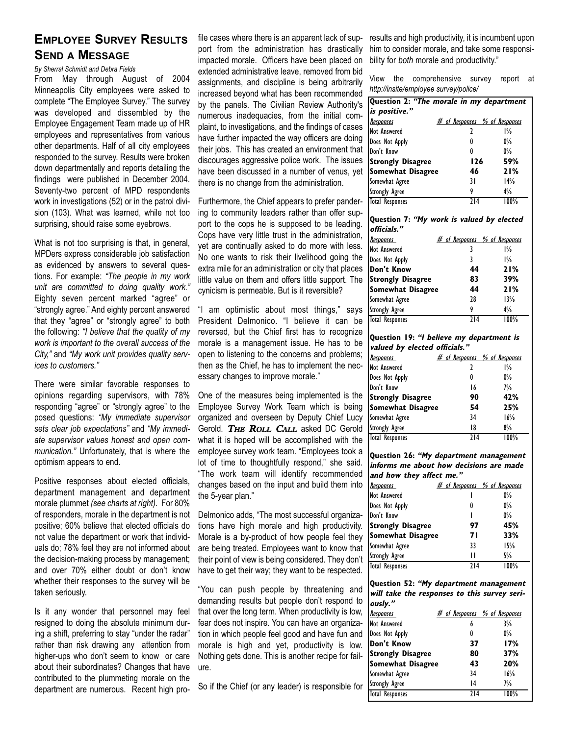## Employee Survey Results Send a Message

*By Sherral Schmidt and Debra Fields*

From May through August of 2004 Minneapolis City employees were asked to complete "The Employee Survey." The survey was developed and dissembled by the Employee Engagement Team made up of HR employees and representatives from various other departments. Half of all city employees responded to the survey. Results were broken down departmentally and reports detailing the findings were published in December 2004. Seventy-two percent of MPD respondents work in investigations (52) or in the patrol division (103). What was learned, while not too surprising, should raise some eyebrows.

What is not too surprising is that, in general, MPDers express considerable job satisfaction as evidenced by answers to several questions. For example: *"The people in my work unit are committed to doing quality work."* Eighty seven percent marked "agree" or "strongly agree." And eighty percent answered that they "agree" or "strongly agree" to both the following: *"I believe that the quality of my work is important to the overall success of the City,"* and *"My work unit provides quality services to customers."*

There were similar favorable responses to opinions regarding supervisors, with 78% responding "agree" or "strongly agree" to the posed questions: *"My immediate supervisor sets clear job expectations"* and *"My immediate supervisor values honest and open communication."* Unfortunately, that is where the optimism appears to end.

Positive responses about elected officials, department management and department morale plummet *(see charts at right)*. For 80% of responders, morale in the department is not positive; 60% believe that elected officials do not value the department or work that individuals do; 78% feel they are not informed about the decision-making process by management; and over 70% either doubt or don't know whether their responses to the survey will be taken seriously.

Is it any wonder that personnel may feel resigned to doing the absolute minimum during a shift, preferring to stay "under the radar" rather than risk drawing any attention from higher-ups who don't seem to know or care about their subordinates? Changes that have contributed to the plummeting morale on the department are numerous. Recent high profile cases where there is an apparent lack of support from the administration has drastically impacted morale. Officers have been placed on extended administrative leave, removed from bid assignments, and discipline is being arbitrarily increased beyond what has been recommended by the panels. The Civilian Review Authority's numerous inadequacies, from the initial complaint, to investigations, and the findings of cases have further impacted the way officers are doing their jobs. This has created an environment that discourages aggressive police work. The issues have been discussed in a number of venus, yet there is no change from the administration.

Furthermore, the Chief appears to prefer pandering to community leaders rather than offer support to the cops he is supposed to be leading. Cops have very little trust in the administration, yet are continually asked to do more with less. No one wants to risk their livelihood going the extra mile for an administration or city that places little value on them and offers little support. The cynicism is permeable. But is it reversible?

"I am optimistic about most things," says President Delmonico. "I believe it can be reversed, but the Chief first has to recognize morale is a management issue. He has to be open to listening to the concerns and problems; then as the Chief, he has to implement the necessary changes to improve morale."

One of the measures being implemented is the Employee Survey Work Team which is being organized and overseen by Deputy Chief Lucy Gerold. ***The Roll Call*** asked DC Gerold what it is hoped will be accomplished with the employee survey work team. "Employees took a lot of time to thoughtfully respond," she said. "The work team will identify recommended changes based on the input and build them into the 5-year plan."

Delmonico adds, "The most successful organizations have high morale and high productivity. Morale is a by-product of how people feel they are being treated. Employees want to know that their point of view is being considered. They don't have to get their way; they want to be respected.

"You can push people by threatening and demanding results but people don't respond to that over the long term. When productivity is low, fear does not inspire. You can have an organization in which people feel good and have fun and morale is high and yet, productivity is low. Nothing gets done. This is another recipe for failure.

So if the Chief (or any leader) is responsible for results and high productivity, it is incumbent upon him to consider morale, and take some responsibility for *both* morale and productivity."

View the comprehensive survey report at *http://insite/employee survey/police/*

**Question 2: *"The morale in my department is positive."***

| Responses | # of Responses | % of Responses |
|---|---|---|
| Not Answered | 2 | 1% |
| Does Not Apply | 0 | 0% |
| Don't Know | 0 | 0% |
| **Strongly Disagree** | **126** | **59%** |
| **Somewhat Disagree** | **46** | **21%** |
| Somewhat Agree | 31 | 14% |
| Strongly Agree | 9 | 4% |
| Total Responses | 214 | 100% |

**Question 7: *"My work is valued by elected officials."***

| Responses | # of Responses | % of Responses |
|---|---|---|
| Not Answered | 3 | 1% |
| Does Not Apply | 3 | 1% |
| **Don't Know** | **44** | **21%** |
| **Strongly Disagree** | **83** | **39%** |
| **Somewhat Disagree** | **44** | **21%** |
| Somewhat Agree | 28 | 13% |
| Strongly Agree | 9 | 4% |
| Total Responses | 214 | 100% |

**Question 19: *"I believe my department is valued by elected officials."***

| Responses | # of Responses | % of Responses |
|---|---|---|
| Not Answered | 2 | 1% |
| Does Not Apply | 0 | 0% |
| Don't Know | 16 | 7% |
| **Strongly Disagree** | **90** | **42%** |
| **Somewhat Disagree** | **54** | **25%** |
| Somewhat Agree | 34 | 16% |
| Strongly Agree | 18 | 8% |
| Total Responses | 214 | 100% |

**Question 26: *"My department management informs me about how decisions are made and how they affect me."***

| Responses | # of Responses | % of Responses |
|---|---|---|
| Not Answered | 1 | 0% |
| Does Not Apply | 0 | 0% |
| Don't Know | 1 | 0% |
| **Strongly Disagree** | **97** | **45%** |
| **Somewhat Disagree** | **71** | **33%** |
| Somewhat Agree | 33 | 15% |
| Strongly Agree | 11 | 5% |
| Total Responses | 214 | 100% |

**Question 52: *"My department management will take the responses to this survey seriously."***

| Responses | # of Responses | % of Responses |
|---|---|---|
| Not Answered | 6 | 3% |
| Does Not Apply | 0 | 0% |
| **Don't Know** | **37** | **17%** |
| **Strongly Disagree** | **80** | **37%** |
| **Somewhat Disagree** | **43** | **20%** |
| Somewhat Agree | 34 | 16% |
| Strongly Agree | 14 | 7% |
| Total Responses | 214 | 100% |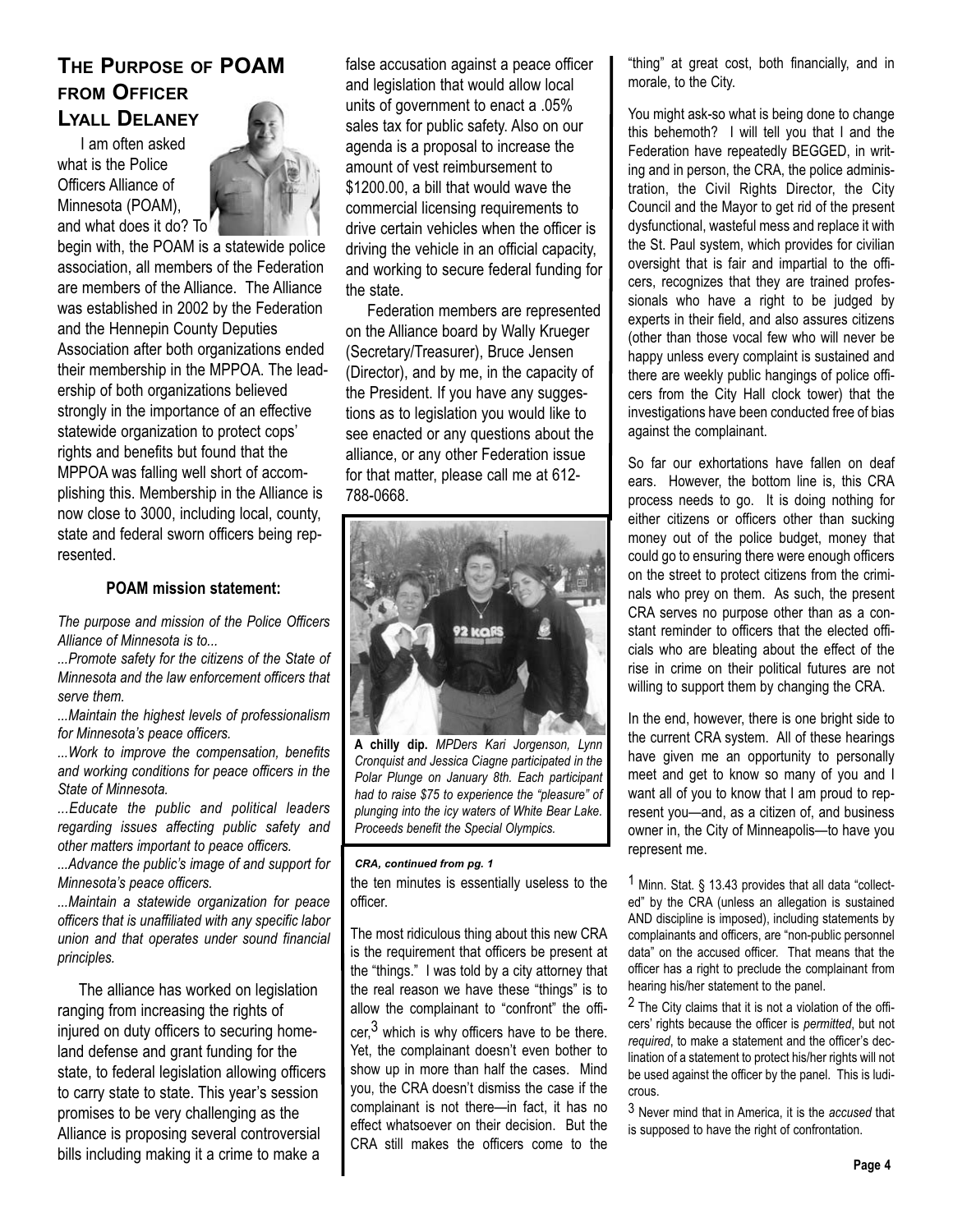## The Purpose of POAM from Officer Lyall Delaney

I am often asked what is the Police Officers Alliance of Minnesota (POAM), and what does it do? To begin with, the POAM is a statewide police association, all members of the Federation are members of the Alliance. The Alliance was established in 2002 by the Federation and the Hennepin County Deputies Association after both organizations ended their membership in the MPPOA. The leadership of both organizations believed strongly in the importance of an effective statewide organization to protect cops' rights and benefits but found that the MPPOA was falling well short of accomplishing this. Membership in the Alliance is now close to 3000, including local, county, state and federal sworn officers being represented.

**POAM mission statement:**

*The purpose and mission of the Police Officers Alliance of Minnesota is to...*

*...Promote safety for the citizens of the State of Minnesota and the law enforcement officers that serve them.*

*...Maintain the highest levels of professionalism for Minnesota's peace officers.*

*...Work to improve the compensation, benefits and working conditions for peace officers in the State of Minnesota.*

*...Educate the public and political leaders regarding issues affecting public safety and other matters important to peace officers.*

*...Advance the public's image of and support for Minnesota's peace officers.*

*...Maintain a statewide organization for peace officers that is unaffiliated with any specific labor union and that operates under sound financial principles.*

The alliance has worked on legislation ranging from increasing the rights of injured on duty officers to securing homeland defense and grant funding for the state, to federal legislation allowing officers to carry state to state. This year's session promises to be very challenging as the Alliance is proposing several controversial bills including making it a crime to make a false accusation against a peace officer and legislation that would allow local units of government to enact a .05% sales tax for public safety. Also on our agenda is a proposal to increase the amount of vest reimbursement to $1200.00, a bill that would wave the commercial licensing requirements to drive certain vehicles when the officer is driving the vehicle in an official capacity, and working to secure federal funding for the state.

Federation members are represented on the Alliance board by Wally Krueger (Secretary/Treasurer), Bruce Jensen (Director), and by me, in the capacity of the President. If you have any suggestions as to legislation you would like to see enacted or any questions about the alliance, or any other Federation issue for that matter, please call me at 612-788-0668.

**A chilly dip.** *MPDers Kari Jorgenson, Lynn Cronquist and Jessica Ciagne participated in the Polar Plunge on January 8th. Each participant had to raise $75 to experience the "pleasure" of plunging into the icy waters of White Bear Lake. Proceeds benefit the Special Olympics.*

***CRA, continued from pg. 1***

the ten minutes is essentially useless to the officer.

The most ridiculous thing about this new CRA is the requirement that officers be present at the "things." I was told by a city attorney that the real reason we have these "things" is to allow the complainant to "confront" the officer,[3] which is why officers have to be there. Yet, the complainant doesn't even bother to show up in more than half the cases. Mind you, the CRA doesn't dismiss the case if the complainant is not there—in fact, it has no effect whatsoever on their decision. But the CRA still makes the officers come to the "thing" at great cost, both financially, and in morale, to the City.

You might ask-so what is being done to change this behemoth? I will tell you that I and the Federation have repeatedly BEGGED, in writing and in person, the CRA, the police administration, the Civil Rights Director, the City Council and the Mayor to get rid of the present dysfunctional, wasteful mess and replace it with the St. Paul system, which provides for civilian oversight that is fair and impartial to the officers, recognizes that they are trained professionals who have a right to be judged by experts in their field, and also assures citizens (other than those vocal few who will never be happy unless every complaint is sustained and there are weekly public hangings of police officers from the City Hall clock tower) that the investigations have been conducted free of bias against the complainant.

So far our exhortations have fallen on deaf ears. However, the bottom line is, this CRA process needs to go. It is doing nothing for either citizens or officers other than sucking money out of the police budget, money that could go to ensuring there were enough officers on the street to protect citizens from the criminals who prey on them. As such, the present CRA serves no purpose other than as a constant reminder to officers that the elected officials who are bleating about the effect of the rise in crime on their political futures are not willing to support them by changing the CRA.

In the end, however, there is one bright side to the current CRA system. All of these hearings have given me an opportunity to personally meet and get to know so many of you and I want all of you to know that I am proud to represent you—and, as a citizen of, and business owner in, the City of Minneapolis—to have you represent me.

[1] Minn. Stat. § 13.43 provides that all data "collected" by the CRA (unless an allegation is sustained AND discipline is imposed), including statements by complainants and officers, are "non-public personnel data" on the accused officer. That means that the officer has a right to preclude the complainant from hearing his/her statement to the panel.

[2] The City claims that it is not a violation of the officers' rights because the officer is *permitted*, but not *required*, to make a statement and the officer's declination of a statement to protect his/her rights will not be used against the officer by the panel. This is ludicrous.

[3] Never mind that in America, it is the *accused* that is supposed to have the right of confrontation.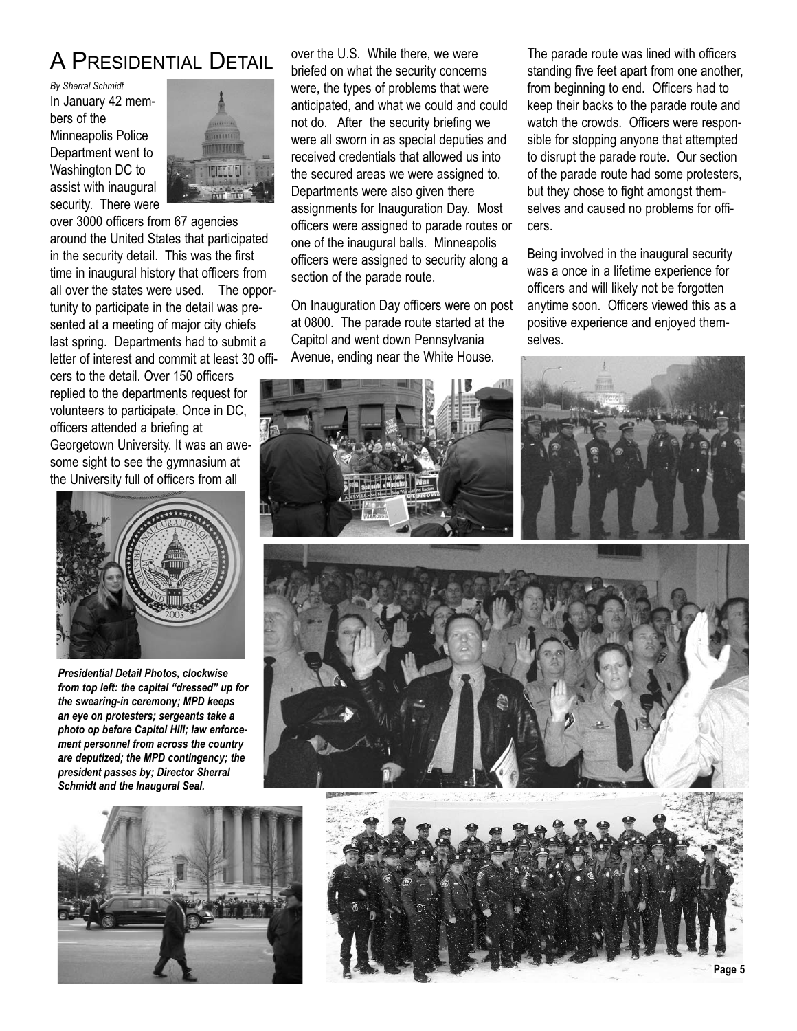# A Presidential Detail

*By Sherral Schmidt*

In January 42 members of the Minneapolis Police Department went to Washington DC to assist with inaugural security. There were over 3000 officers from 67 agencies around the United States that participated in the security detail. This was the first time in inaugural history that officers from all over the states were used. The opportunity to participate in the detail was presented at a meeting of major city chiefs last spring. Departments had to submit a letter of interest and commit at least 30 officers to the detail. Over 150 officers replied to the departments request for volunteers to participate. Once in DC, officers attended a briefing at Georgetown University. It was an awesome sight to see the gymnasium at the University full of officers from all over the U.S. While there, we were briefed on what the security concerns were, the types of problems that were anticipated, and what we could and could not do. After the security briefing we were all sworn in as special deputies and received credentials that allowed us into the secured areas we were assigned to. Departments were also given there assignments for Inauguration Day. Most officers were assigned to parade routes or one of the inaugural balls. Minneapolis officers were assigned to security along a section of the parade route.

On Inauguration Day officers were on post at 0800. The parade route started at the Capitol and went down Pennsylvania Avenue, ending near the White House. The parade route was lined with officers standing five feet apart from one another, from beginning to end. Officers had to keep their backs to the parade route and watch the crowds. Officers were responsible for stopping anyone that attempted to disrupt the parade route. Our section of the parade route had some protesters, but they chose to fight amongst themselves and caused no problems for officers.

Being involved in the inaugural security was a once in a lifetime experience for officers and will likely not be forgotten anytime soon. Officers viewed this as a positive experience and enjoyed themselves.

***Presidential Detail Photos, clockwise from top left: the capital "dressed" up for the swearing-in ceremony; MPD keeps an eye on protesters; sergeants take a photo op before Capitol Hill; law enforcement personnel from across the country are deputized; the MPD contingency; the president passes by; Director Sherral Schmidt and the Inaugural Seal.***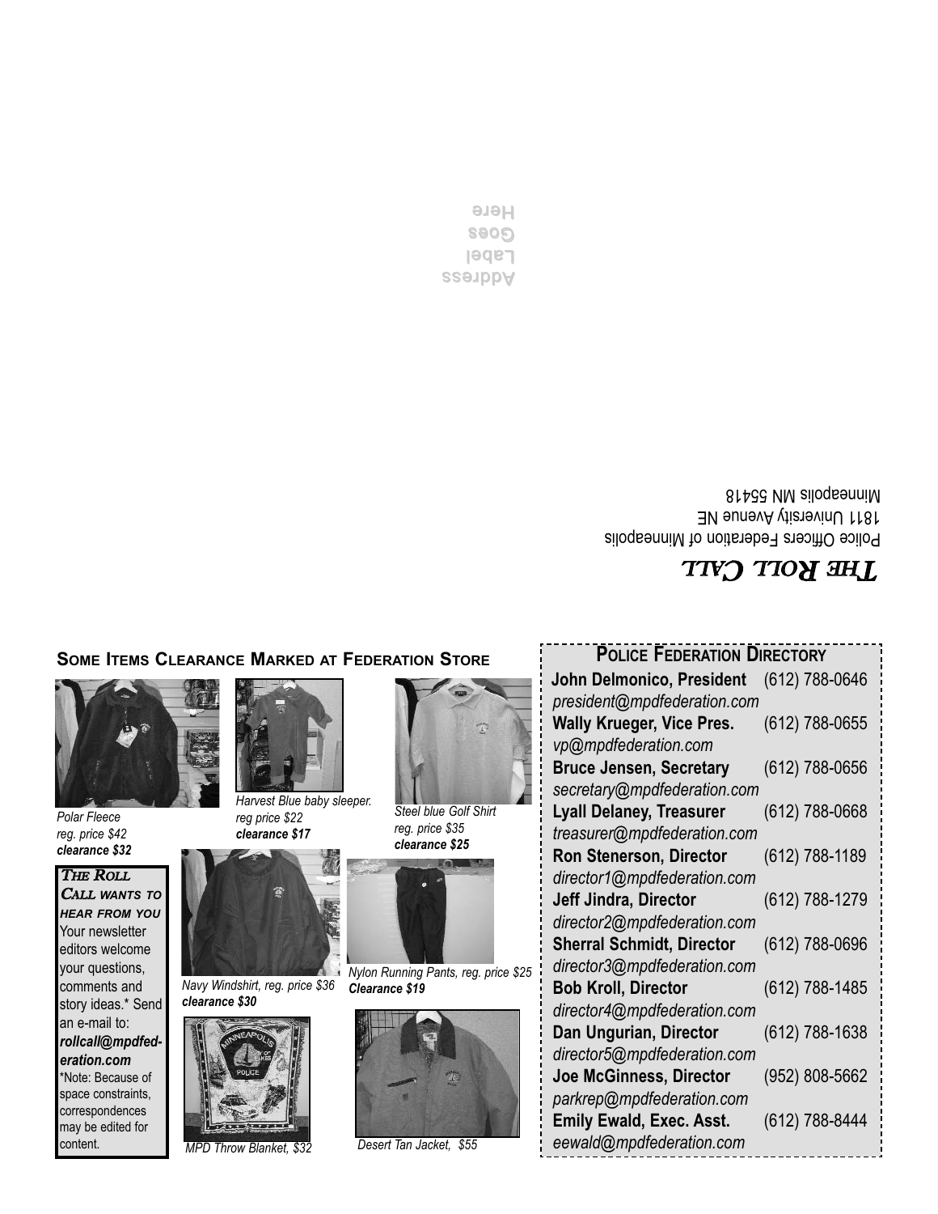Address
Label
Goes
Here

*The Roll Call*

Police Officers Federation of Minneapolis
1811 University Avenue NE
Minneapolis MN 55418

## Some Items Clearance Marked at Federation Store

*Polar Fleece*
*reg. price $42*
***clearance $32***

*Harvest Blue baby sleeper.*
*reg price $22*
***clearance $17***

*Steel blue Golf Shirt*
*reg. price $35*
***clearance $25***

*Navy Windshirt, reg. price $36*
***clearance $30***

*Nylon Running Pants, reg. price $25*
***Clearance $19***

*MPD Throw Blanket, $32*

*Desert Tan Jacket, $55*

***The Roll Call wants to hear from you***

Your newsletter editors welcome your questions, comments and story ideas.* Send an e-mail to: ***rollcall@mpdfederation.com***

*Note: Because of space constraints, correspondences may be edited for content.

## Police Federation Directory

| | |
|---|---|
| **John Delmonico, President** *president@mpdfederation.com* | (612) 788-0646 |
| **Wally Krueger, Vice Pres.** *vp@mpdfederation.com* | (612) 788-0655 |
| **Bruce Jensen, Secretary** *secretary@mpdfederation.com* | (612) 788-0656 |
| **Lyall Delaney, Treasurer** *treasurer@mpdfederation.com* | (612) 788-0668 |
| **Ron Stenerson, Director** *director1@mpdfederation.com* | (612) 788-1189 |
| **Jeff Jindra, Director** *director2@mpdfederation.com* | (612) 788-1279 |
| **Sherral Schmidt, Director** *director3@mpdfederation.com* | (612) 788-0696 |
| **Bob Kroll, Director** *director4@mpdfederation.com* | (612) 788-1485 |
| **Dan Ungurian, Director** *director5@mpdfederation.com* | (612) 788-1638 |
| **Joe McGinness, Director** *parkrep@mpdfederation.com* | (952) 808-5662 |
| **Emily Ewald, Exec. Asst.** *eewald@mpdfederation.com* | (612) 788-8444 |